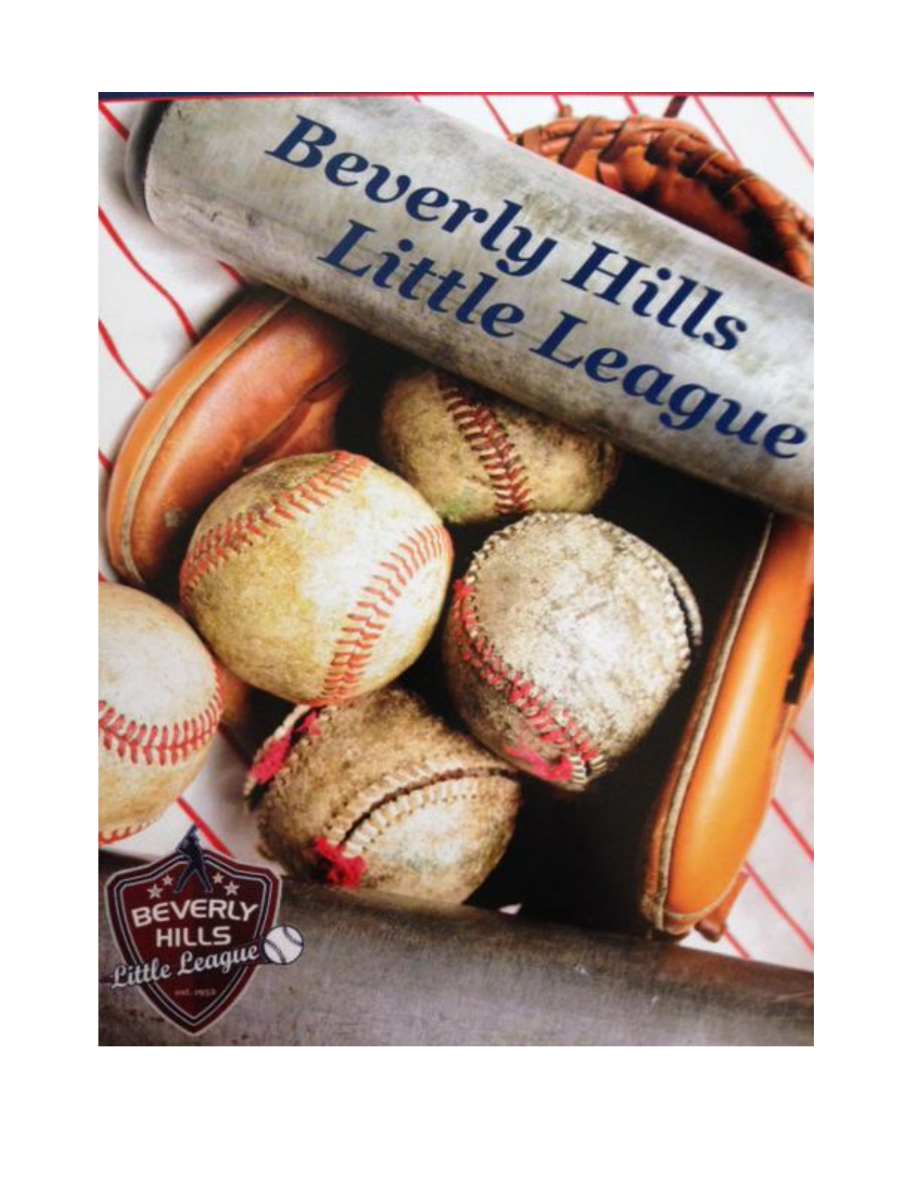# Beverly Hills Little League

BEVERLY HILLS Little League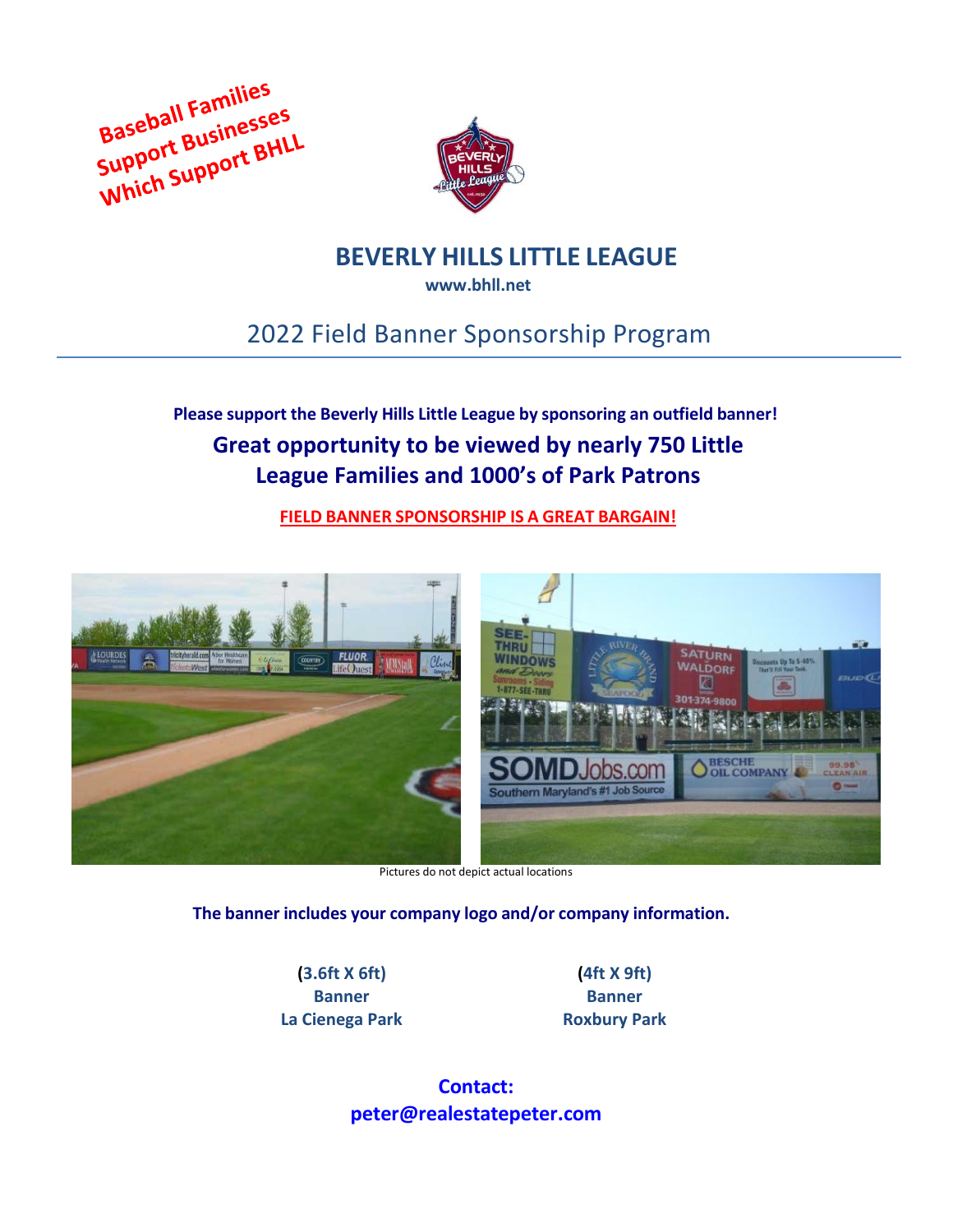Baseball Families Support Businesses Which Support BHLL

# BEVERLY HILLS LITTLE LEAGUE

**www.bhll.net**

## 2022 Field Banner Sponsorship Program

**Please support the Beverly Hills Little League by sponsoring an outfield banner!**

**Great opportunity to be viewed by nearly 750 Little League Families and 1000's of Park Patrons**

**FIELD BANNER SPONSORSHIP IS A GREAT BARGAIN!**

Pictures do not depict actual locations

**The banner includes your company logo and/or company information.**

| (3.6ft X 6ft) Banner La Cienega Park | (4ft X 9ft) Banner Roxbury Park |
|---|---|

**Contact:**
**peter@realestatepeter.com**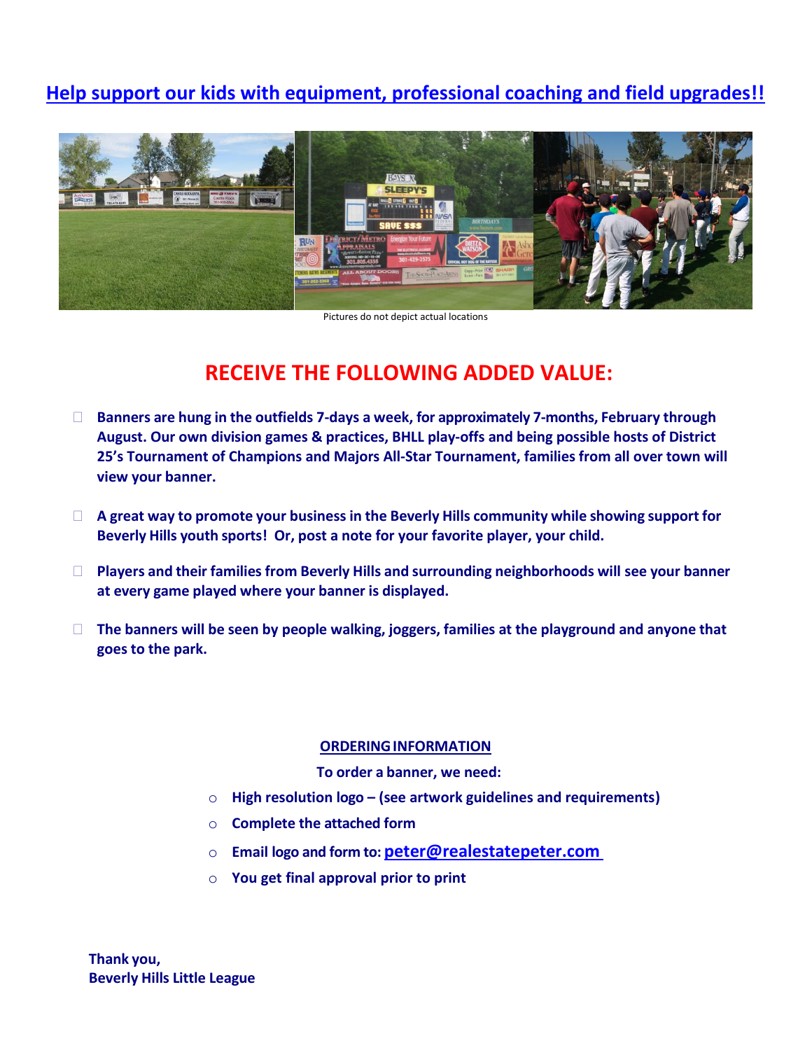## Help support our kids with equipment, professional coaching and field upgrades!!

Pictures do not depict actual locations

## RECEIVE THE FOLLOWING ADDED VALUE:

- **Banners are hung in the outfields 7-days a week, for approximately 7-months, February through August. Our own division games & practices, BHLL play-offs and being possible hosts of District 25's Tournament of Champions and Majors All-Star Tournament, families from all over town will view your banner.**
- **A great way to promote your business in the Beverly Hills community while showing support for Beverly Hills youth sports! Or, post a note for your favorite player, your child.**
- **Players and their families from Beverly Hills and surrounding neighborhoods will see your banner at every game played where your banner is displayed.**
- **The banners will be seen by people walking, joggers, families at the playground and anyone that goes to the park.**

**ORDERING INFORMATION**

**To order a banner, we need:**

- **High resolution logo – (see artwork guidelines and requirements)**
- **Complete the attached form**
- **Email logo and form to: peter@realestatepeter.com**
- **You get final approval prior to print**

**Thank you,**
**Beverly Hills Little League**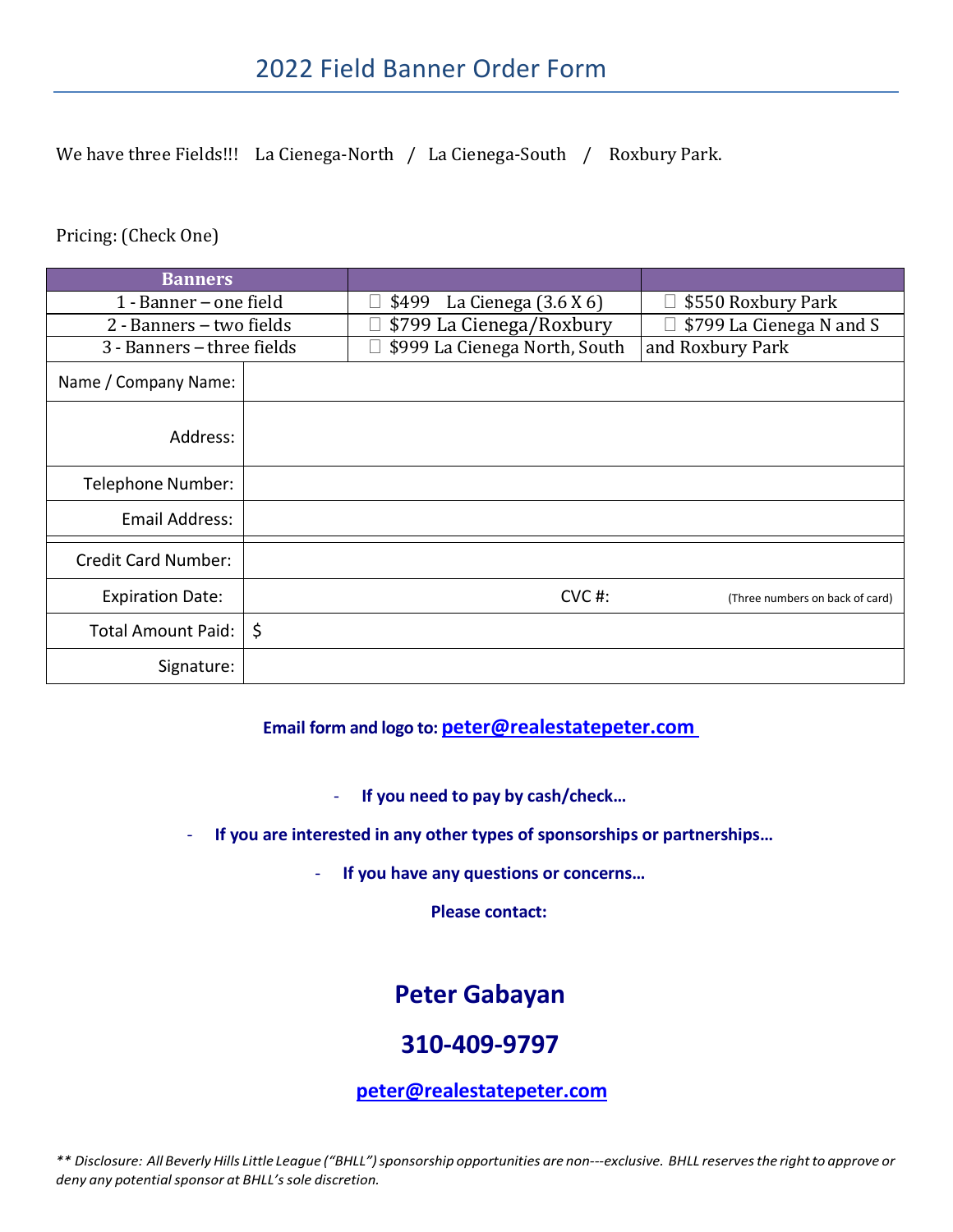# 2022 Field Banner Order Form

We have three Fields!!! La Cienega-North / La Cienega-South / Roxbury Park.

Pricing: (Check One)

| Banners | | |
|---|---|---|
| 1 - Banner – one field | ☐ $499 La Cienega (3.6 X 6) | ☐ $550 Roxbury Park |
| 2 - Banners – two fields | ☐ $799 La Cienega/Roxbury | ☐ $799 La Cienega N and S |
| 3 - Banners – three fields | ☐ $999 La Cienega North, South | and Roxbury Park |

| | | | |
|---|---|---|---|
| Name / Company Name: | | | |
| Address: | | | |
| Telephone Number: | | | |
| Email Address: | | | |
| Credit Card Number: | | | |
| Expiration Date: | | CVC #: | (Three numbers on back of card) |
| Total Amount Paid: | $ | | |
| Signature: | | | |

**Email form and logo to: peter@realestatepeter.com**

- **If you need to pay by cash/check…**
- **If you are interested in any other types of sponsorships or partnerships…**
- **If you have any questions or concerns…**

**Please contact:**

## Peter Gabayan

## 310-409-9797

**peter@realestatepeter.com**

*\*\* Disclosure: All Beverly Hills Little League ("BHLL") sponsorship opportunities are non---exclusive. BHLL reserves the right to approve or deny any potential sponsor at BHLL's sole discretion.*